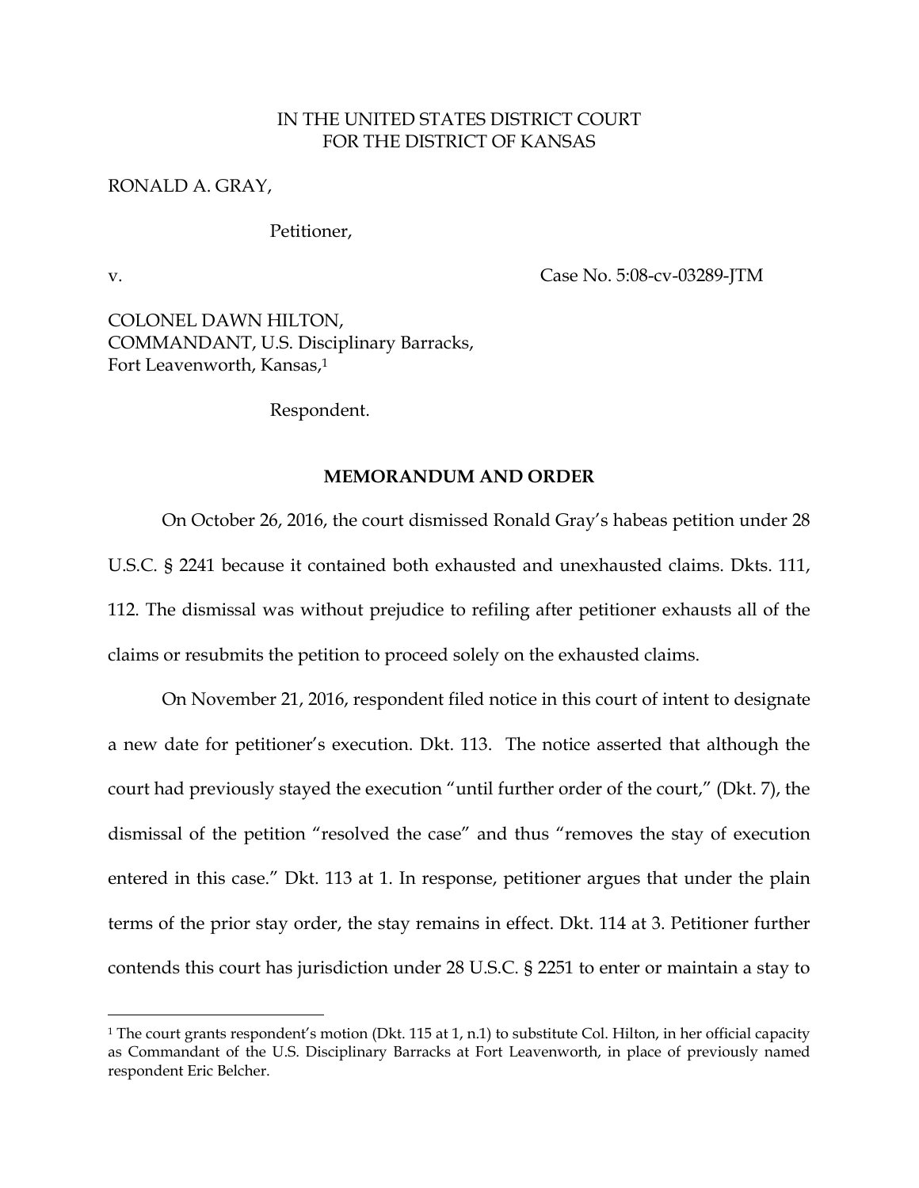IN THE UNITED STATES DISTRICT COURT
FOR THE DISTRICT OF KANSAS

RONALD A. GRAY,

Petitioner,

v. Case No. 5:08-cv-03289-JTM

COLONEL DAWN HILTON,
COMMANDANT, U.S. Disciplinary Barracks,
Fort Leavenworth, Kansas,[1]

Respondent.

## MEMORANDUM AND ORDER

On October 26, 2016, the court dismissed Ronald Gray's habeas petition under 28 U.S.C. § 2241 because it contained both exhausted and unexhausted claims. Dkts. 111, 112. The dismissal was without prejudice to refiling after petitioner exhausts all of the claims or resubmits the petition to proceed solely on the exhausted claims.

On November 21, 2016, respondent filed notice in this court of intent to designate a new date for petitioner's execution. Dkt. 113. The notice asserted that although the court had previously stayed the execution "until further order of the court," (Dkt. 7), the dismissal of the petition "resolved the case" and thus "removes the stay of execution entered in this case." Dkt. 113 at 1. In response, petitioner argues that under the plain terms of the prior stay order, the stay remains in effect. Dkt. 114 at 3. Petitioner further contends this court has jurisdiction under 28 U.S.C. § 2251 to enter or maintain a stay to

[1] The court grants respondent's motion (Dkt. 115 at 1, n.1) to substitute Col. Hilton, in her official capacity as Commandant of the U.S. Disciplinary Barracks at Fort Leavenworth, in place of previously named respondent Eric Belcher.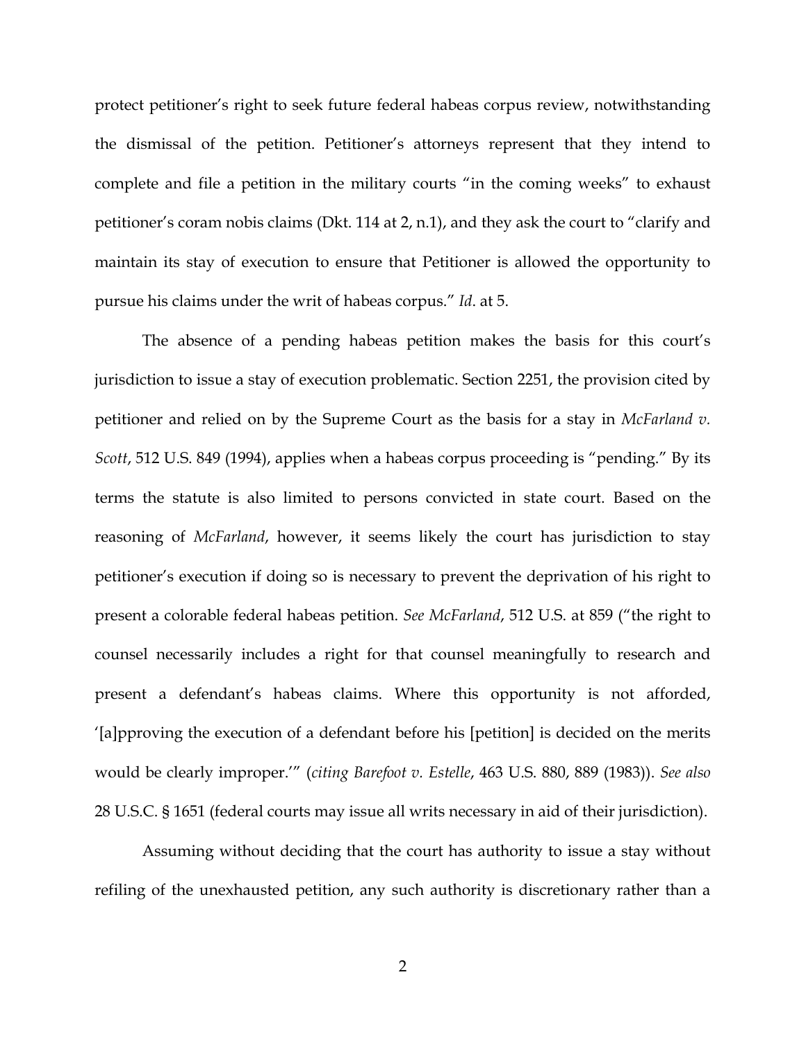protect petitioner's right to seek future federal habeas corpus review, notwithstanding the dismissal of the petition. Petitioner's attorneys represent that they intend to complete and file a petition in the military courts "in the coming weeks" to exhaust petitioner's coram nobis claims (Dkt. 114 at 2, n.1), and they ask the court to "clarify and maintain its stay of execution to ensure that Petitioner is allowed the opportunity to pursue his claims under the writ of habeas corpus." *Id*. at 5.

The absence of a pending habeas petition makes the basis for this court's jurisdiction to issue a stay of execution problematic. Section 2251, the provision cited by petitioner and relied on by the Supreme Court as the basis for a stay in *McFarland v. Scott*, 512 U.S. 849 (1994), applies when a habeas corpus proceeding is "pending." By its terms the statute is also limited to persons convicted in state court. Based on the reasoning of *McFarland*, however, it seems likely the court has jurisdiction to stay petitioner's execution if doing so is necessary to prevent the deprivation of his right to present a colorable federal habeas petition. *See McFarland*, 512 U.S. at 859 ("the right to counsel necessarily includes a right for that counsel meaningfully to research and present a defendant's habeas claims. Where this opportunity is not afforded, '[a]pproving the execution of a defendant before his [petition] is decided on the merits would be clearly improper.'" (*citing Barefoot v. Estelle*, 463 U.S. 880, 889 (1983)). *See also* 28 U.S.C. § 1651 (federal courts may issue all writs necessary in aid of their jurisdiction).

Assuming without deciding that the court has authority to issue a stay without refiling of the unexhausted petition, any such authority is discretionary rather than a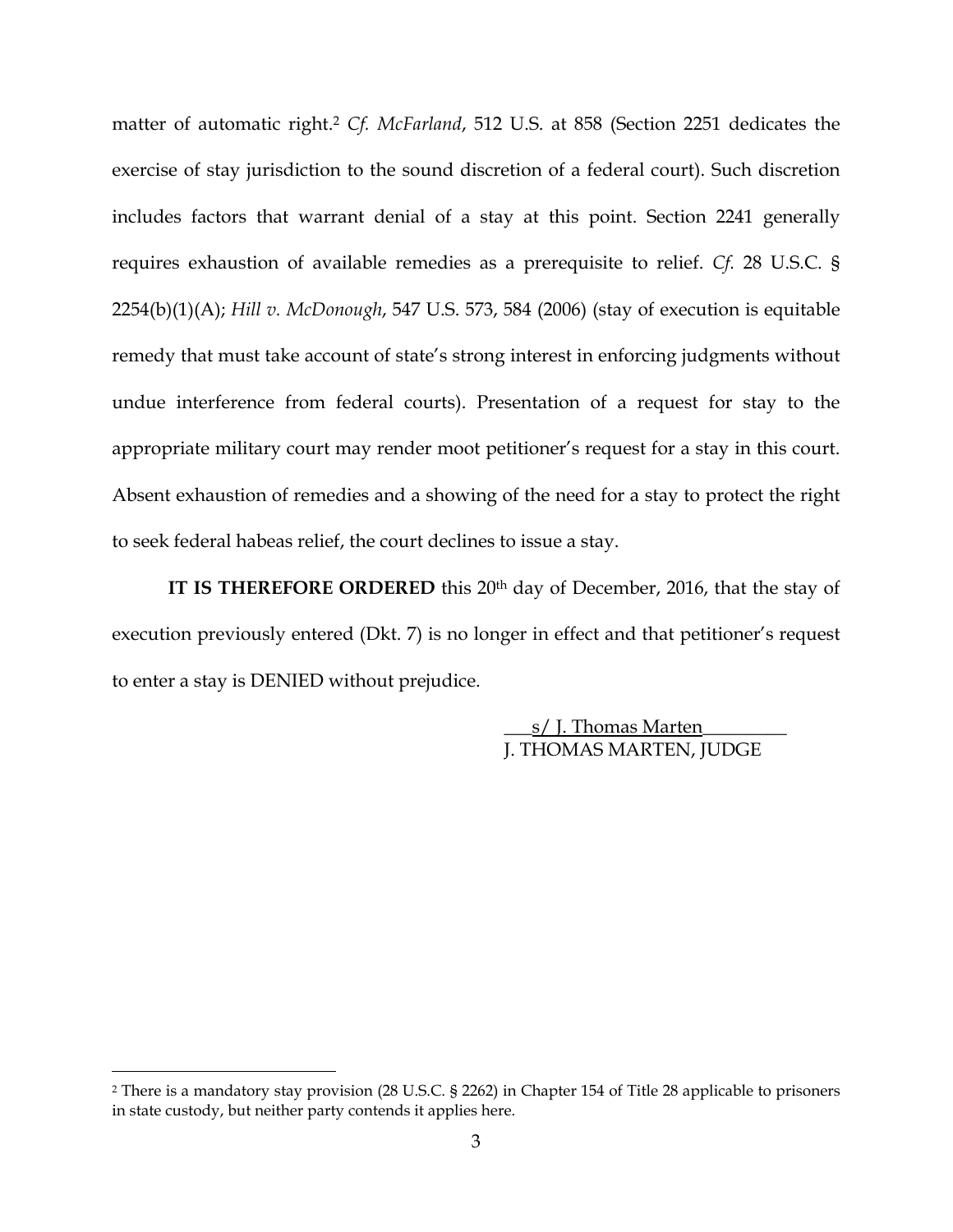matter of automatic right.[2] *Cf. McFarland*, 512 U.S. at 858 (Section 2251 dedicates the exercise of stay jurisdiction to the sound discretion of a federal court). Such discretion includes factors that warrant denial of a stay at this point. Section 2241 generally requires exhaustion of available remedies as a prerequisite to relief. *Cf.* 28 U.S.C. § 2254(b)(1)(A); *Hill v. McDonough*, 547 U.S. 573, 584 (2006) (stay of execution is equitable remedy that must take account of state's strong interest in enforcing judgments without undue interference from federal courts). Presentation of a request for stay to the appropriate military court may render moot petitioner's request for a stay in this court. Absent exhaustion of remedies and a showing of the need for a stay to protect the right to seek federal habeas relief, the court declines to issue a stay.

**IT IS THEREFORE ORDERED** this 20th day of December, 2016, that the stay of execution previously entered (Dkt. 7) is no longer in effect and that petitioner's request to enter a stay is DENIED without prejudice.

s/ J. Thomas Marten
J. THOMAS MARTEN, JUDGE

---

[2] There is a mandatory stay provision (28 U.S.C. § 2262) in Chapter 154 of Title 28 applicable to prisoners in state custody, but neither party contends it applies here.